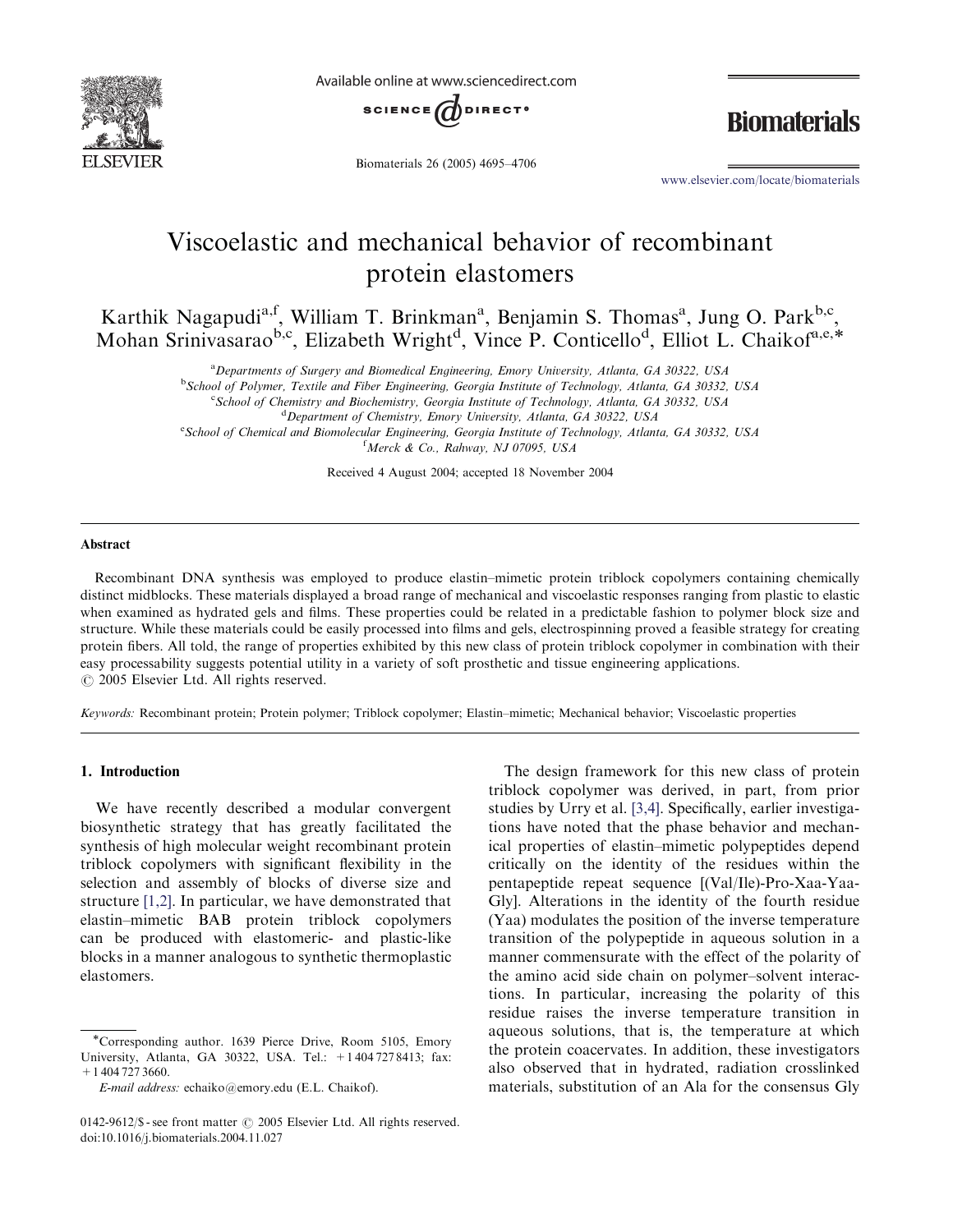# Viscoelastic and mechanical behavior of recombinant protein elastomers

Karthik Nagapudi[a,f], William T. Brinkman[a], Benjamin S. Thomas[a], Jung O. Park[b,c], Mohan Srinivasarao[b,c], Elizabeth Wright[d], Vince P. Conticello[d], Elliot L. Chaikof[a,e,*]

[a]Departments of Surgery and Biomedical Engineering, Emory University, Atlanta, GA 30322, USA
[b]School of Polymer, Textile and Fiber Engineering, Georgia Institute of Technology, Atlanta, GA 30332, USA
[c]School of Chemistry and Biochemistry, Georgia Institute of Technology, Atlanta, GA 30332, USA
[d]Department of Chemistry, Emory University, Atlanta, GA 30322, USA
[e]School of Chemical and Biomolecular Engineering, Georgia Institute of Technology, Atlanta, GA 30332, USA
[f]Merck & Co., Rahway, NJ 07095, USA

Received 4 August 2004; accepted 18 November 2004

## Abstract

Recombinant DNA synthesis was employed to produce elastin–mimetic protein triblock copolymers containing chemically distinct midblocks. These materials displayed a broad range of mechanical and viscoelastic responses ranging from plastic to elastic when examined as hydrated gels and films. These properties could be related in a predictable fashion to polymer block size and structure. While these materials could be easily processed into films and gels, electrospinning proved a feasible strategy for creating protein fibers. All told, the range of properties exhibited by this new class of protein triblock copolymer in combination with their easy processability suggests potential utility in a variety of soft prosthetic and tissue engineering applications.
© 2005 Elsevier Ltd. All rights reserved.

*Keywords:* Recombinant protein; Protein polymer; Triblock copolymer; Elastin–mimetic; Mechanical behavior; Viscoelastic properties

## 1. Introduction

We have recently described a modular convergent biosynthetic strategy that has greatly facilitated the synthesis of high molecular weight recombinant protein triblock copolymers with significant flexibility in the selection and assembly of blocks of diverse size and structure [1,2]. In particular, we have demonstrated that elastin–mimetic BAB protein triblock copolymers can be produced with elastomeric- and plastic-like blocks in a manner analogous to synthetic thermoplastic elastomers.

The design framework for this new class of protein triblock copolymer was derived, in part, from prior studies by Urry et al. [3,4]. Specifically, earlier investigations have noted that the phase behavior and mechanical properties of elastin–mimetic polypeptides depend critically on the identity of the residues within the pentapeptide repeat sequence [(Val/Ile)-Pro-Xaa-Yaa-Gly]. Alterations in the identity of the fourth residue (Yaa) modulates the position of the inverse temperature transition of the polypeptide in aqueous solution in a manner commensurate with the effect of the polarity of the amino acid side chain on polymer–solvent interactions. In particular, increasing the polarity of this residue raises the inverse temperature transition in aqueous solutions, that is, the temperature at which the protein coacervates. In addition, these investigators also observed that in hydrated, radiation crosslinked materials, substitution of an Ala for the consensus Gly

*Corresponding author. 1639 Pierce Drive, Room 5105, Emory University, Atlanta, GA 30322, USA. Tel.: +1 404 727 8413; fax: +1 404 727 3660.
*E-mail address:* echaiko@emory.edu (E.L. Chaikof).

0142-9612/$ - see front matter © 2005 Elsevier Ltd. All rights reserved.
doi:10.1016/j.biomaterials.2004.11.027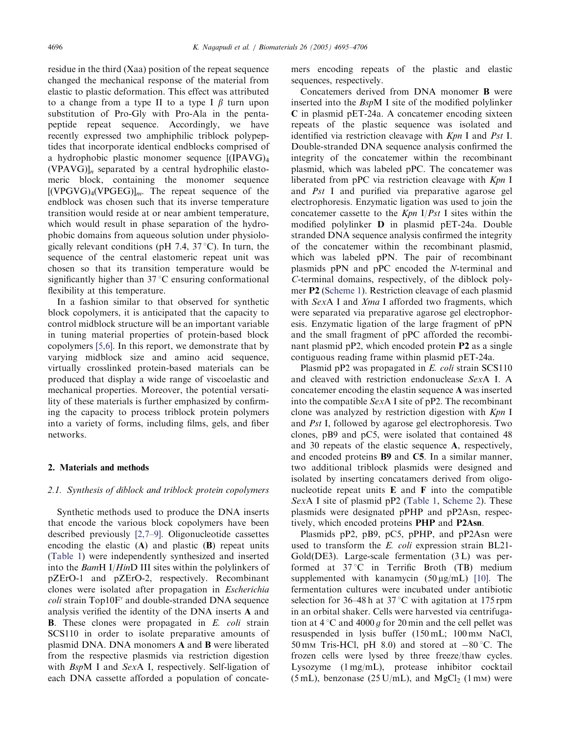residue in the third (Xaa) position of the repeat sequence changed the mechanical response of the material from elastic to plastic deformation. This effect was attributed to a change from a type II to a type I $\beta$ turn upon substitution of Pro-Gly with Pro-Ala in the pentapeptide repeat sequence. Accordingly, we have recently expressed two amphiphilic triblock polypeptides that incorporate identical endblocks comprised of a hydrophobic plastic monomer sequence $[(IPAVG)_4(VPAVG)]_n$ separated by a central hydrophilic elastomeric block, containing the monomer sequence $[(VPGVG)_4(VPGEG)]_m$. The repeat sequence of the endblock was chosen such that its inverse temperature transition would reside at or near ambient temperature, which would result in phase separation of the hydrophobic domains from aqueous solution under physiologically relevant conditions (pH 7.4, 37 °C). In turn, the sequence of the central elastomeric repeat unit was chosen so that its transition temperature would be significantly higher than 37 °C ensuring conformational flexibility at this temperature.

In a fashion similar to that observed for synthetic block copolymers, it is anticipated that the capacity to control midblock structure will be an important variable in tuning material properties of protein-based block copolymers [5,6]. In this report, we demonstrate that by varying midblock size and amino acid sequence, virtually crosslinked protein-based materials can be produced that display a wide range of viscoelastic and mechanical properties. Moreover, the potential versatility of these materials is further emphasized by confirming the capacity to process triblock protein polymers into a variety of forms, including films, gels, and fiber networks.

## 2. Materials and methods

### 2.1. Synthesis of diblock and triblock protein copolymers

Synthetic methods used to produce the DNA inserts that encode the various block copolymers have been described previously [2,7–9]. Oligonucleotide cassettes encoding the elastic (**A**) and plastic (**B**) repeat units (Table 1) were independently synthesized and inserted into the *Bam*H I/*Hin*D III sites within the polylinkers of pZErO-1 and pZErO-2, respectively. Recombinant clones were isolated after propagation in *Escherichia coli* strain Top10F′ and double-stranded DNA sequence analysis verified the identity of the DNA inserts **A** and **B**. These clones were propagated in *E. coli* strain SCS110 in order to isolate preparative amounts of plasmid DNA. DNA monomers **A** and **B** were liberated from the respective plasmids via restriction digestion with *Bsp*M I and *Sex*A I, respectively. Self-ligation of each DNA cassette afforded a population of concatemers encoding repeats of the plastic and elastic sequences, respectively.

Concatemers derived from DNA monomer **B** were inserted into the *Bsp*M I site of the modified polylinker **C** in plasmid pET-24a. A concatemer encoding sixteen repeats of the plastic sequence was isolated and identified via restriction cleavage with *Kpn* I and *Pst* I. Double-stranded DNA sequence analysis confirmed the integrity of the concatemer within the recombinant plasmid, which was labeled pPC. The concatemer was liberated from pPC via restriction cleavage with *Kpn* I and *Pst* I and purified via preparative agarose gel electrophoresis. Enzymatic ligation was used to join the concatemer cassette to the *Kpn* I/*Pst* I sites within the modified polylinker **D** in plasmid pET-24a. Double stranded DNA sequence analysis confirmed the integrity of the concatemer within the recombinant plasmid, which was labeled pPN. The pair of recombinant plasmids pPN and pPC encoded the *N*-terminal and *C*-terminal domains, respectively, of the diblock polymer **P2** (Scheme 1). Restriction cleavage of each plasmid with *Sex*A I and *Xma* I afforded two fragments, which were separated via preparative agarose gel electrophoresis. Enzymatic ligation of the large fragment of pPN and the small fragment of pPC afforded the recombinant plasmid pP2, which encoded protein **P2** as a single contiguous reading frame within plasmid pET-24a.

Plasmid pP2 was propagated in *E. coli* strain SCS110 and cleaved with restriction endonuclease *Sex*A I. A concatemer encoding the elastin sequence **A** was inserted into the compatible *Sex*A I site of pP2. The recombinant clone was analyzed by restriction digestion with *Kpn* I and *Pst* I, followed by agarose gel electrophoresis. Two clones, pB9 and pC5, were isolated that contained 48 and 30 repeats of the elastic sequence **A**, respectively, and encoded proteins **B9** and **C5**. In a similar manner, two additional triblock plasmids were designed and isolated by inserting concatamers derived from oligonucleotide repeat units **E** and **F** into the compatible *Sex*A I site of plasmid pP2 (Table 1, Scheme 2). These plasmids were designated pPHP and pP2Asn, respectively, which encoded proteins **PHP** and **P2Asn**.

Plasmids pP2, pB9, pC5, pPHP, and pP2Asn were used to transform the *E. coli* expression strain BL21-Gold(DE3). Large-scale fermentation (3 L) was performed at 37 °C in Terrific Broth (TB) medium supplemented with kanamycin (50 μg/mL) [10]. The fermentation cultures were incubated under antibiotic selection for 36–48 h at 37 °C with agitation at 175 rpm in an orbital shaker. Cells were harvested via centrifugation at 4 °C and 4000 *g* for 20 min and the cell pellet was resuspended in lysis buffer (150 mL; 100 mM NaCl, 50 mM Tris-HCl, pH 8.0) and stored at −80 °C. The frozen cells were lysed by three freeze/thaw cycles. Lysozyme (1 mg/mL), protease inhibitor cocktail (5 mL), benzonase (25 U/mL), and $MgCl_2$ (1 mM) were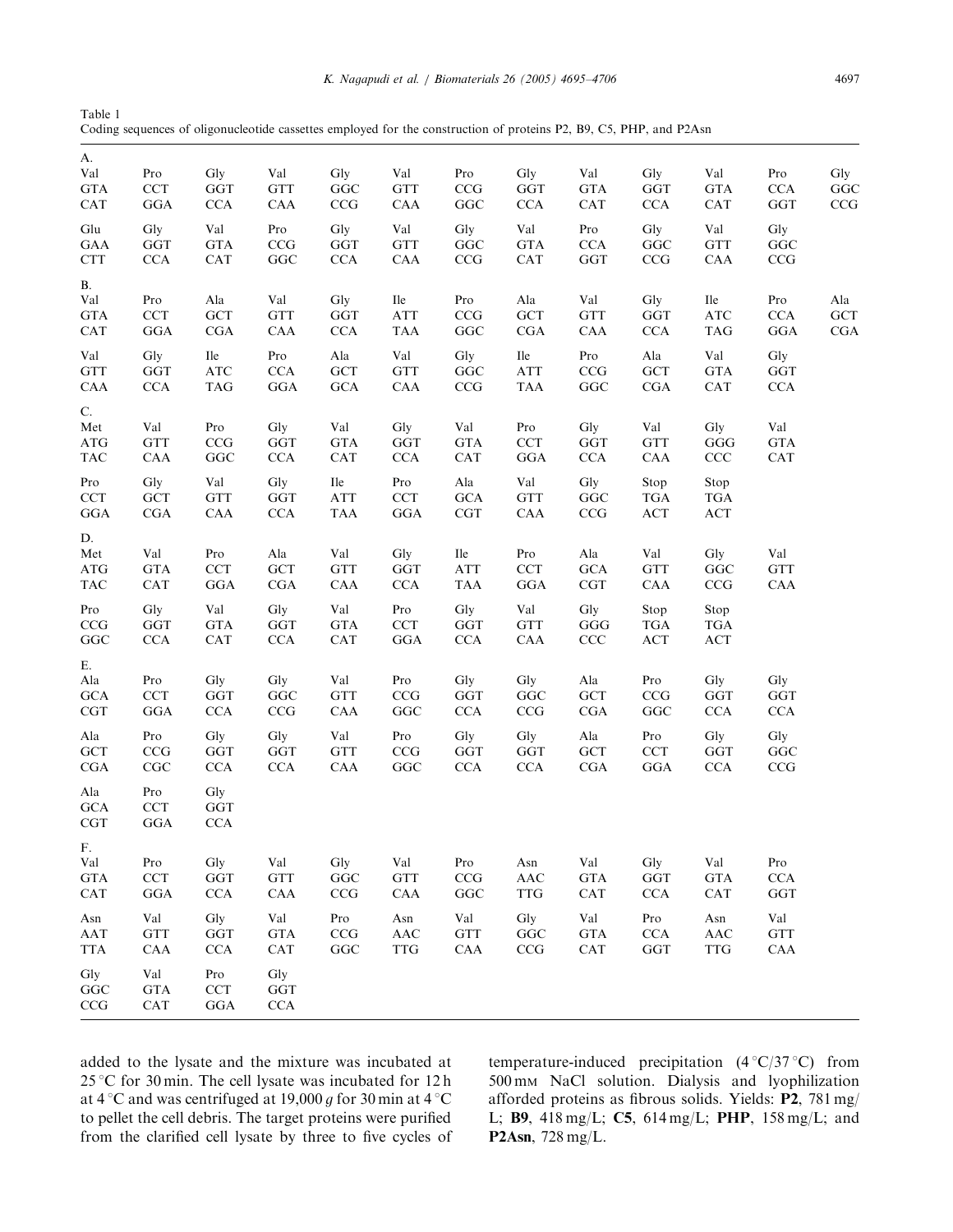Table 1
Coding sequences of oligonucleotide cassettes employed for the construction of proteins P2, B9, C5, PHP, and P2Asn

A.

| Val | Pro | Gly | Val | Gly | Val | Pro | Gly | Val | Gly | Val | Pro | Gly |
|---|---|---|---|---|---|---|---|---|---|---|---|---|
| GTA | CCT | GGT | GTT | GGC | GTT | CCG | GGT | GTA | GGT | GTA | CCA | GGC |
| CAT | GGA | CCA | CAA | CCG | CAA | GGC | CCA | CAT | CCA | CAT | GGT | CCG |
| Glu | Gly | Val | Pro | Gly | Val | Gly | Val | Pro | Gly | Val | Gly | |
| GAA | GGT | GTA | CCG | GGT | GTT | GGC | GTA | CCA | GGC | GTT | GGC | |
| CTT | CCA | CAT | GGC | CCA | CAA | CCG | CAT | GGT | CCG | CAA | CCG | |

B.

| Val | Pro | Ala | Val | Gly | Ile | Pro | Ala | Val | Gly | Ile | Pro | Ala |
|---|---|---|---|---|---|---|---|---|---|---|---|---|
| GTA | CCT | GCT | GTT | GGT | ATT | CCG | GCT | GTT | GGT | ATC | CCA | GCT |
| CAT | GGA | CGA | CAA | CCA | TAA | GGC | CGA | CAA | CCA | TAG | GGA | CGA |
| Val | Gly | Ile | Pro | Ala | Val | Gly | Ile | Pro | Ala | Val | Gly | |
| GTT | GGT | ATC | CCA | GCT | GTT | GGC | ATT | CCG | GCT | GTA | GGT | |
| CAA | CCA | TAG | GGA | GCA | CAA | CCG | TAA | GGC | CGA | CAT | CCA | |

C.

| Met | Val | Pro | Gly | Val | Gly | Val | Pro | Gly | Val | Gly | Val |
|---|---|---|---|---|---|---|---|---|---|---|---|
| ATG | GTT | CCG | GGT | GTA | GGT | GTA | CCT | GGT | GTT | GGG | GTA |
| TAC | CAA | GGC | CCA | CAT | CCA | CAT | GGA | CCA | CAA | CCC | CAT |
| Pro | Gly | Val | Gly | Ile | Pro | Ala | Val | Gly | Stop | Stop | |
| CCT | GCT | GTT | GGT | ATT | CCT | GCA | GTT | GGC | TGA | TGA | |
| GGA | CGA | CAA | CCA | TAA | GGA | CGT | CAA | CCG | ACT | ACT | |

D.

| Met | Val | Pro | Ala | Val | Gly | Ile | Pro | Ala | Val | Gly | Val |
|---|---|---|---|---|---|---|---|---|---|---|---|
| ATG | GTA | CCT | GCT | GTT | GGT | ATT | CCT | GCA | GTT | GGC | GTT |
| TAC | CAT | GGA | CGA | CAA | CCA | TAA | GGA | CGT | CAA | CCG | CAA |
| Pro | Gly | Val | Gly | Val | Pro | Gly | Val | Gly | Stop | Stop | |
| CCG | GGT | GTA | GGT | GTA | CCT | GGT | GTT | GGG | TGA | TGA | |
| GGC | CCA | CAT | CCA | CAT | GGA | CCA | CAA | CCC | ACT | ACT | |

E.

| Ala | Pro | Gly | Gly | Val | Pro | Gly | Gly | Ala | Pro | Gly | Gly |
|---|---|---|---|---|---|---|---|---|---|---|---|
| GCA | CCT | GGT | GGC | GTT | CCG | GGT | GGC | GCT | CCG | GGT | GGT |
| CGT | GGA | CCA | CCG | CAA | GGC | CCA | CCG | CGA | GGC | CCA | CCA |
| Ala | Pro | Gly | Gly | Val | Pro | Gly | Gly | Ala | Pro | Gly | Gly |
| GCT | CCG | GGT | GGT | GTT | CCG | GGT | GGT | GCT | CCT | GGT | GGC |
| CGA | CGC | CCA | CCA | CAA | GGC | CCA | CCA | CGA | GGA | CCA | CCG |
| Ala | Pro | Gly | | | | | | | | | |
| GCA | CCT | GGT | | | | | | | | | |
| CGT | GGA | CCA | | | | | | | | | |

F.

| Val | Pro | Gly | Val | Gly | Val | Pro | Asn | Val | Gly | Val | Pro |
|---|---|---|---|---|---|---|---|---|---|---|---|
| GTA | CCT | GGT | GTT | GGC | GTT | CCG | AAC | GTA | GGT | GTA | CCA |
| CAT | GGA | CCA | CAA | CCG | CAA | GGC | TTG | CAT | CCA | CAT | GGT |
| Asn | Val | Gly | Val | Pro | Asn | Val | Gly | Val | Pro | Asn | Val |
| AAT | GTT | GGT | GTA | CCG | AAC | GTT | GGC | GTA | CCA | AAC | GTT |
| TTA | CAA | CCA | CAT | GGC | TTG | CAA | CCG | CAT | GGT | TTG | CAA |
| Gly | Val | Pro | Gly | | | | | | | | |
| GGC | GTA | CCT | GGT | | | | | | | | |
| CCG | CAT | GGA | CCA | | | | | | | | |

added to the lysate and the mixture was incubated at 25 °C for 30 min. The cell lysate was incubated for 12 h at 4 °C and was centrifuged at 19,000 *g* for 30 min at 4 °C to pellet the cell debris. The target proteins were purified from the clarified cell lysate by three to five cycles of temperature-induced precipitation (4 °C/37 °C) from 500 mM NaCl solution. Dialysis and lyophilization afforded proteins as fibrous solids. Yields: **P2**, 781 mg/L; **B9**, 418 mg/L; **C5**, 614 mg/L; **PHP**, 158 mg/L; and **P2Asn**, 728 mg/L.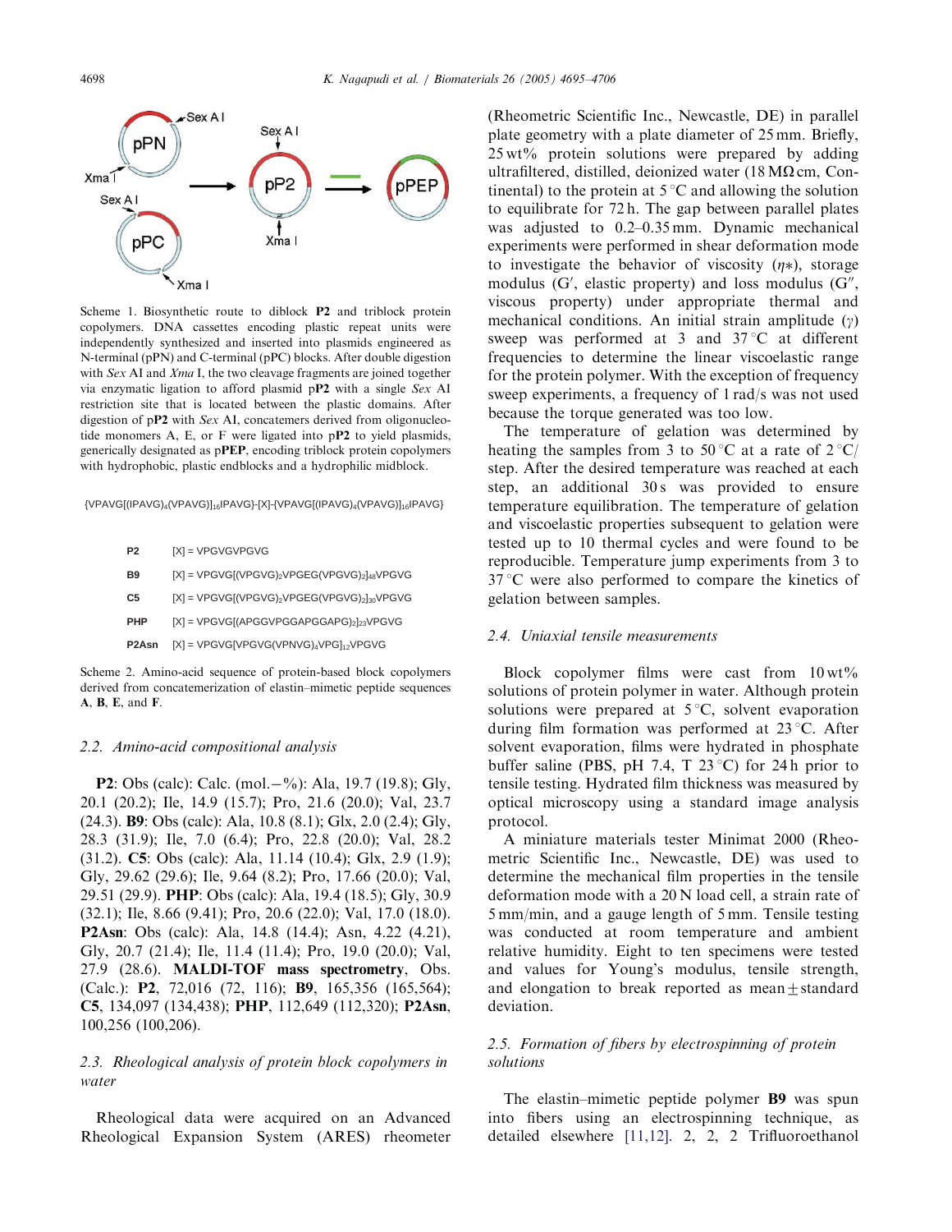Scheme 1. Biosynthetic route to diblock **P2** and triblock protein copolymers. DNA cassettes encoding plastic repeat units were independently synthesized and inserted into plasmids engineered as N-terminal (pPN) and C-terminal (pPC) blocks. After double digestion with *Sex* AI and *Xma* I, the two cleavage fragments are joined together via enzymatic ligation to afford plasmid p**P2** with a single *Sex* AI restriction site that is located between the plastic domains. After digestion of p**P2** with *Sex* AI, concatemers derived from oligonucleotide monomers A, E, or F were ligated into p**P2** to yield plasmids, generically designated as p**PEP**, encoding triblock protein copolymers with hydrophobic, plastic endblocks and a hydrophilic midblock.

$\{VPAVG[(IPAVG)_4(VPAVG)]_{16}IPAVG\}$-[X]-$\{VPAVG[(IPAVG)_4(VPAVG)]_{16}IPAVG\}$

| | |
|---|---|
| **P2** | [X] = VPGVGVPGVG |
| **B9** | [X] = $VPGVG[(VPGVG)_2VPGEG(VPGVG)_2]_{48}VPGVG$ |
| **C5** | [X] = $VPGVG[(VPGVG)_2VPGEG(VPGVG)_2]_{30}VPGVG$ |
| **PHP** | [X] = $VPGVG[(APGGVPGGAPGGAPG)_2]_{23}VPGVG$ |
| **P2Asn** | [X] = $VPGVG[VPGVG(VPNVG)_4VPG]_{12}VPGVG$ |

Scheme 2. Amino-acid sequence of protein-based block copolymers derived from concatemerization of elastin–mimetic peptide sequences **A**, **B**, **E**, and **F**.

### 2.2. Amino-acid compositional analysis

**P2**: Obs (calc): Calc. (mol.−%): Ala, 19.7 (19.8); Gly, 20.1 (20.2); Ile, 14.9 (15.7); Pro, 21.6 (20.0); Val, 23.7 (24.3). **B9**: Obs (calc): Ala, 10.8 (8.1); Glx, 2.0 (2.4); Gly, 28.3 (31.9); Ile, 7.0 (6.4); Pro, 22.8 (20.0); Val, 28.2 (31.2). **C5**: Obs (calc): Ala, 11.14 (10.4); Glx, 2.9 (1.9); Gly, 29.62 (29.6); Ile, 9.64 (8.2); Pro, 17.66 (20.0); Val, 29.51 (29.9). **PHP**: Obs (calc): Ala, 19.4 (18.5); Gly, 30.9 (32.1); Ile, 8.66 (9.41); Pro, 20.6 (22.0); Val, 17.0 (18.0). **P2Asn**: Obs (calc): Ala, 14.8 (14.4); Asn, 4.22 (4.21), Gly, 20.7 (21.4); Ile, 11.4 (11.4); Pro, 19.0 (20.0); Val, 27.9 (28.6). **MALDI-TOF mass spectrometry**, Obs. (Calc.): **P2**, 72,016 (72, 116); **B9**, 165,356 (165,564); **C5**, 134,097 (134,438); **PHP**, 112,649 (112,320); **P2Asn**, 100,256 (100,206).

### 2.3. Rheological analysis of protein block copolymers in water

Rheological data were acquired on an Advanced Rheological Expansion System (ARES) rheometer (Rheometric Scientific Inc., Newcastle, DE) in parallel plate geometry with a plate diameter of 25 mm. Briefly, 25 wt% protein solutions were prepared by adding ultrafiltered, distilled, deionized water (18 MΩ cm, Continental) to the protein at 5 °C and allowing the solution to equilibrate for 72 h. The gap between parallel plates was adjusted to 0.2–0.35 mm. Dynamic mechanical experiments were performed in shear deformation mode to investigate the behavior of viscosity ($\eta*$), storage modulus ($G'$, elastic property) and loss modulus ($G''$, viscous property) under appropriate thermal and mechanical conditions. An initial strain amplitude ($\gamma$) sweep was performed at 3 and 37 °C at different frequencies to determine the linear viscoelastic range for the protein polymer. With the exception of frequency sweep experiments, a frequency of 1 rad/s was not used because the torque generated was too low.

The temperature of gelation was determined by heating the samples from 3 to 50 °C at a rate of 2 °C/step. After the desired temperature was reached at each step, an additional 30 s was provided to ensure temperature equilibration. The temperature of gelation and viscoelastic properties subsequent to gelation were tested up to 10 thermal cycles and were found to be reproducible. Temperature jump experiments from 3 to 37 °C were also performed to compare the kinetics of gelation between samples.

### 2.4. Uniaxial tensile measurements

Block copolymer films were cast from 10 wt% solutions of protein polymer in water. Although protein solutions were prepared at 5 °C, solvent evaporation during film formation was performed at 23 °C. After solvent evaporation, films were hydrated in phosphate buffer saline (PBS, pH 7.4, T 23 °C) for 24 h prior to tensile testing. Hydrated film thickness was measured by optical microscopy using a standard image analysis protocol.

A miniature materials tester Minimat 2000 (Rheometric Scientific Inc., Newcastle, DE) was used to determine the mechanical film properties in the tensile deformation mode with a 20 N load cell, a strain rate of 5 mm/min, and a gauge length of 5 mm. Tensile testing was conducted at room temperature and ambient relative humidity. Eight to ten specimens were tested and values for Young's modulus, tensile strength, and elongation to break reported as mean ± standard deviation.

### 2.5. Formation of fibers by electrospinning of protein solutions

The elastin–mimetic peptide polymer **B9** was spun into fibers using an electrospinning technique, as detailed elsewhere [11,12]. 2, 2, 2 Trifluoroethanol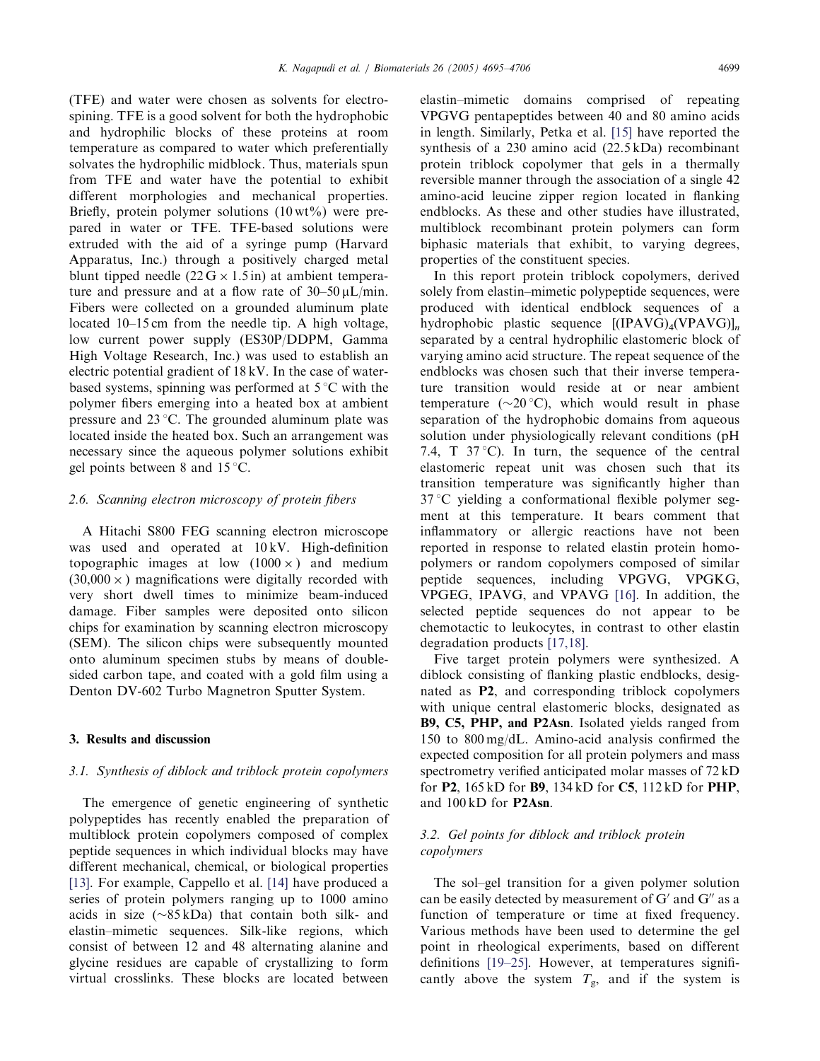(TFE) and water were chosen as solvents for electrospining. TFE is a good solvent for both the hydrophobic and hydrophilic blocks of these proteins at room temperature as compared to water which preferentially solvates the hydrophilic midblock. Thus, materials spun from TFE and water have the potential to exhibit different morphologies and mechanical properties. Briefly, protein polymer solutions (10 wt%) were prepared in water or TFE. TFE-based solutions were extruded with the aid of a syringe pump (Harvard Apparatus, Inc.) through a positively charged metal blunt tipped needle (22 G × 1.5 in) at ambient temperature and pressure and at a flow rate of 30–50 μL/min. Fibers were collected on a grounded aluminum plate located 10–15 cm from the needle tip. A high voltage, low current power supply (ES30P/DDPM, Gamma High Voltage Research, Inc.) was used to establish an electric potential gradient of 18 kV. In the case of water-based systems, spinning was performed at 5 °C with the polymer fibers emerging into a heated box at ambient pressure and 23 °C. The grounded aluminum plate was located inside the heated box. Such an arrangement was necessary since the aqueous polymer solutions exhibit gel points between 8 and 15 °C.

### 2.6. Scanning electron microscopy of protein fibers

A Hitachi S800 FEG scanning electron microscope was used and operated at 10 kV. High-definition topographic images at low (1000 ×) and medium (30,000 ×) magnifications were digitally recorded with very short dwell times to minimize beam-induced damage. Fiber samples were deposited onto silicon chips for examination by scanning electron microscopy (SEM). The silicon chips were subsequently mounted onto aluminum specimen stubs by means of double-sided carbon tape, and coated with a gold film using a Denton DV-602 Turbo Magnetron Sputter System.

## 3. Results and discussion

### 3.1. Synthesis of diblock and triblock protein copolymers

The emergence of genetic engineering of synthetic polypeptides has recently enabled the preparation of multiblock protein copolymers composed of complex peptide sequences in which individual blocks may have different mechanical, chemical, or biological properties [13]. For example, Cappello et al. [14] have produced a series of protein polymers ranging up to 1000 amino acids in size (~85 kDa) that contain both silk- and elastin–mimetic sequences. Silk-like regions, which consist of between 12 and 48 alternating alanine and glycine residues are capable of crystallizing to form virtual crosslinks. These blocks are located between elastin–mimetic domains comprised of repeating VPGVG pentapeptides between 40 and 80 amino acids in length. Similarly, Petka et al. [15] have reported the synthesis of a 230 amino acid (22.5 kDa) recombinant protein triblock copolymer that gels in a thermally reversible manner through the association of a single 42 amino-acid leucine zipper region located in flanking endblocks. As these and other studies have illustrated, multiblock recombinant protein polymers can form biphasic materials that exhibit, to varying degrees, properties of the constituent species.

In this report protein triblock copolymers, derived solely from elastin–mimetic polypeptide sequences, were produced with identical endblock sequences of a hydrophobic plastic sequence $[(IPAVG)_4(VPAVG)]_n$ separated by a central hydrophilic elastomeric block of varying amino acid structure. The repeat sequence of the endblocks was chosen such that their inverse temperature transition would reside at or near ambient temperature (~20 °C), which would result in phase separation of the hydrophobic domains from aqueous solution under physiologically relevant conditions (pH 7.4, T 37 °C). In turn, the sequence of the central elastomeric repeat unit was chosen such that its transition temperature was significantly higher than 37 °C yielding a conformational flexible polymer segment at this temperature. It bears comment that inflammatory or allergic reactions have not been reported in response to related elastin protein homopolymers or random copolymers composed of similar peptide sequences, including VPGVG, VPGKG, VPGEG, IPAVG, and VPAVG [16]. In addition, the selected peptide sequences do not appear to be chemotactic to leukocytes, in contrast to other elastin degradation products [17,18].

Five target protein polymers were synthesized. A diblock consisting of flanking plastic endblocks, designated as **P2**, and corresponding triblock copolymers with unique central elastomeric blocks, designated as **B9, C5, PHP, and P2Asn**. Isolated yields ranged from 150 to 800 mg/dL. Amino-acid analysis confirmed the expected composition for all protein polymers and mass spectrometry verified anticipated molar masses of 72 kD for **P2**, 165 kD for **B9**, 134 kD for **C5**, 112 kD for **PHP**, and 100 kD for **P2Asn**.

### 3.2. Gel points for diblock and triblock protein copolymers

The sol–gel transition for a given polymer solution can be easily detected by measurement of G′ and G″ as a function of temperature or time at fixed frequency. Various methods have been used to determine the gel point in rheological experiments, based on different definitions [19–25]. However, at temperatures significantly above the system $T_g$, and if the system is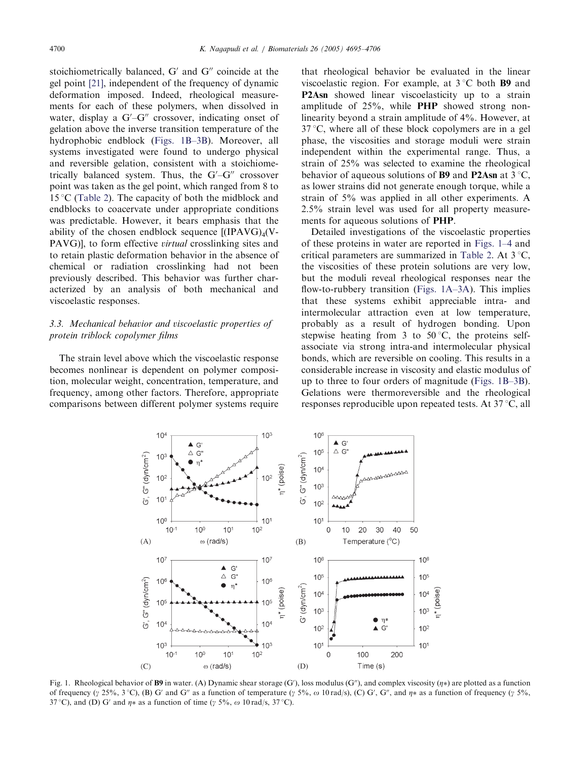stoichiometrically balanced, G′ and G″ coincide at the gel point [21], independent of the frequency of dynamic deformation imposed. Indeed, rheological measurements for each of these polymers, when dissolved in water, display a G′–G″ crossover, indicating onset of gelation above the inverse transition temperature of the hydrophobic endblock (Figs. 1B–3B). Moreover, all systems investigated were found to undergo physical and reversible gelation, consistent with a stoichiometrically balanced system. Thus, the G′–G″ crossover point was taken as the gel point, which ranged from 8 to 15 °C (Table 2). The capacity of both the midblock and endblocks to coacervate under appropriate conditions was predictable. However, it bears emphasis that the ability of the chosen endblock sequence [(IPAVG)$_4$(VPAVG)], to form effective *virtual* crosslinking sites and to retain plastic deformation behavior in the absence of chemical or radiation crosslinking had not been previously described. This behavior was further characterized by an analysis of both mechanical and viscoelastic responses.

### 3.3. Mechanical behavior and viscoelastic properties of protein triblock copolymer films

The strain level above which the viscoelastic response becomes nonlinear is dependent on polymer composition, molecular weight, concentration, temperature, and frequency, among other factors. Therefore, appropriate comparisons between different polymer systems require that rheological behavior be evaluated in the linear viscoelastic region. For example, at 3 °C both **B9** and **P2Asn** showed linear viscoelasticity up to a strain amplitude of 25%, while **PHP** showed strong nonlinearity beyond a strain amplitude of 4%. However, at 37 °C, where all of these block copolymers are in a gel phase, the viscosities and storage moduli were strain independent within the experimental range. Thus, a strain of 25% was selected to examine the rheological behavior of aqueous solutions of **B9** and **P2Asn** at 3 °C, as lower strains did not generate enough torque, while a strain of 5% was applied in all other experiments. A 2.5% strain level was used for all property measurements for aqueous solutions of **PHP**.

Detailed investigations of the viscoelastic properties of these proteins in water are reported in Figs. 1–4 and critical parameters are summarized in Table 2. At 3 °C, the viscosities of these protein solutions are very low, but the moduli reveal rheological responses near the flow-to-rubbery transition (Figs. 1A–3A). This implies that these systems exhibit appreciable intra- and intermolecular attraction even at low temperature, probably as a result of hydrogen bonding. Upon stepwise heating from 3 to 50 °C, the proteins self-associate via strong intra-and intermolecular physical bonds, which are reversible on cooling. This results in a considerable increase in viscosity and elastic modulus of up to three to four orders of magnitude (Figs. 1B–3B). Gelations were thermoreversible and the rheological responses reproducible upon repeated tests. At 37 °C, all

Fig. 1. Rheological behavior of **B9** in water. (A) Dynamic shear storage (G′), loss modulus (G″), and complex viscosity ($\eta*$) are plotted as a function of frequency ($\gamma$ 25%, 3 °C), (B) G′ and G″ as a function of temperature ($\gamma$ 5%, $\omega$ 10 rad/s), (C) G′, G″, and $\eta*$ as a function of frequency ($\gamma$ 5%, 37 °C), and (D) G′ and $\eta*$ as a function of time ($\gamma$ 5%, $\omega$ 10 rad/s, 37 °C).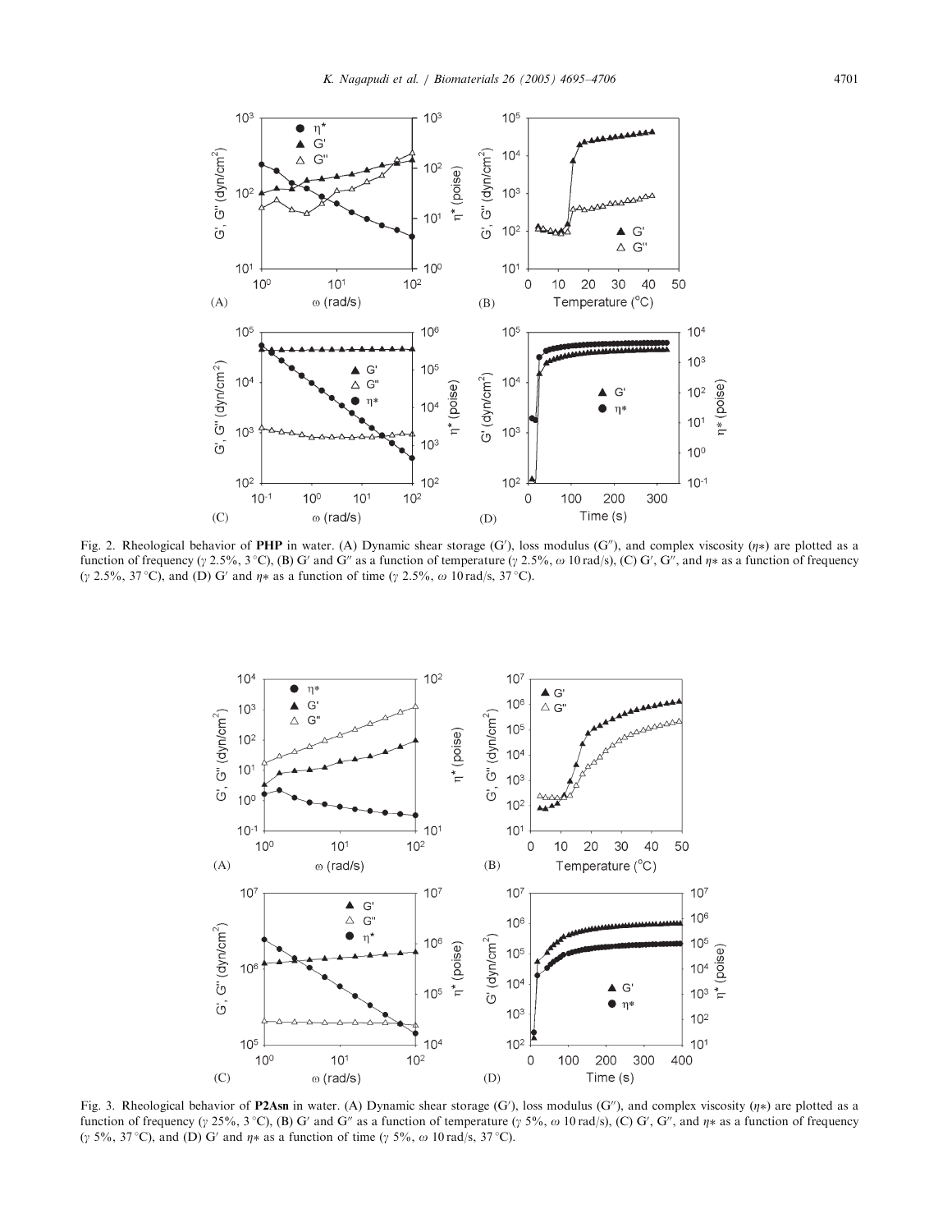Fig. 2. Rheological behavior of **PHP** in water. (A) Dynamic shear storage (G′), loss modulus (G″), and complex viscosity ($\eta*$) are plotted as a function of frequency ($\gamma$ 2.5%, 3 °C), (B) G′ and G″ as a function of temperature ($\gamma$ 2.5%, $\omega$ 10 rad/s), (C) G′, G″, and $\eta*$ as a function of frequency ($\gamma$ 2.5%, 37 °C), and (D) G′ and $\eta*$ as a function of time ($\gamma$ 2.5%, $\omega$ 10 rad/s, 37 °C).

Fig. 3. Rheological behavior of **P2Asn** in water. (A) Dynamic shear storage (G′), loss modulus (G″), and complex viscosity ($\eta*$) are plotted as a function of frequency ($\gamma$ 25%, 3 °C), (B) G′ and G″ as a function of temperature ($\gamma$ 5%, $\omega$ 10 rad/s), (C) G′, G″, and $\eta*$ as a function of frequency ($\gamma$ 5%, 37 °C), and (D) G′ and $\eta*$ as a function of time ($\gamma$ 5%, $\omega$ 10 rad/s, 37 °C).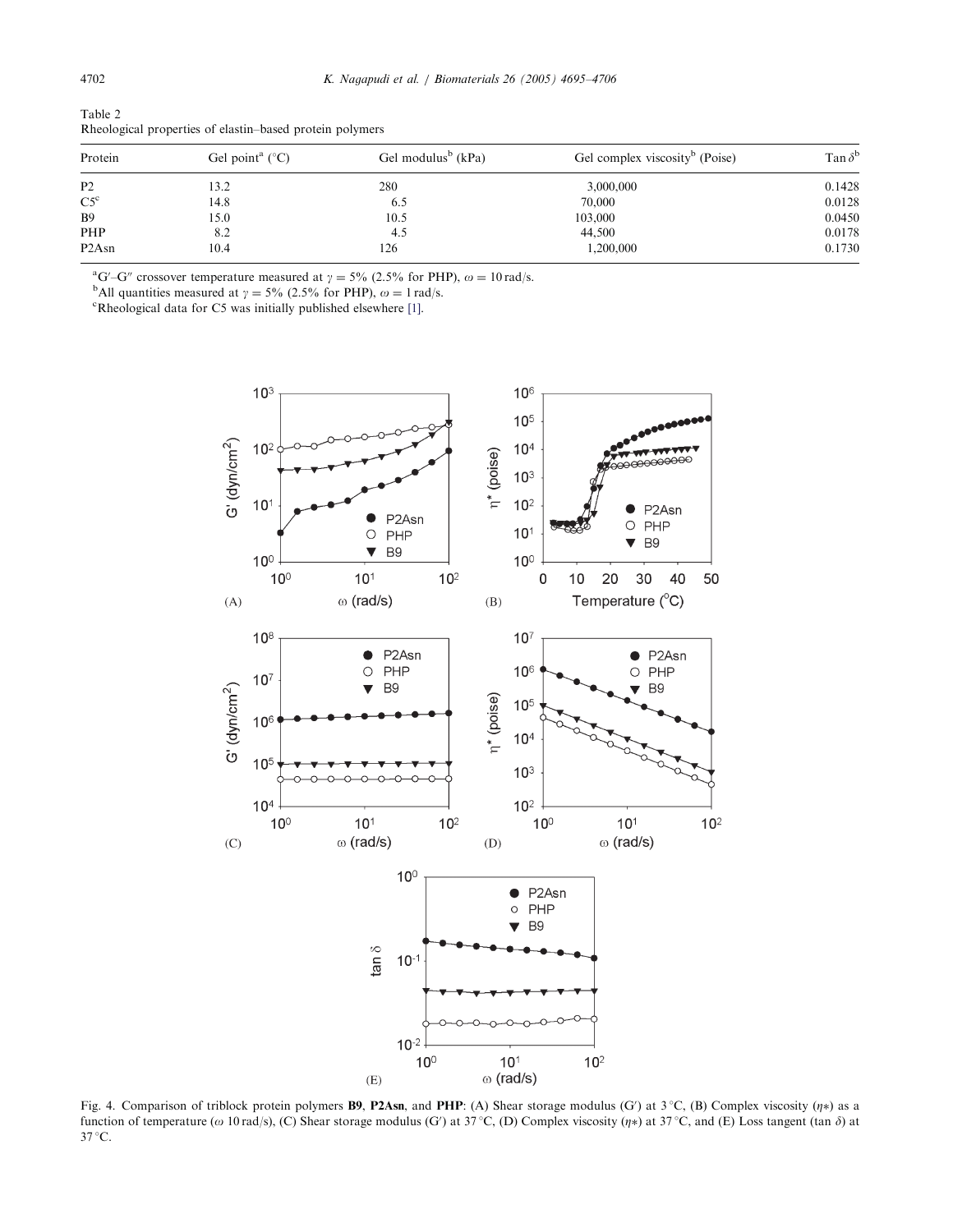Table 2
Rheological properties of elastin–based protein polymers

| Protein | Gel point[a] (°C) | Gel modulus[b] (kPa) | Gel complex viscosity[b] (Poise) | Tan $\delta$[b] |
|---|---|---|---|---|
| P2 | 13.2 | 280 | 3,000,000 | 0.1428 |
| C5[c] | 14.8 | 6.5 | 70,000 | 0.0128 |
| B9 | 15.0 | 10.5 | 103,000 | 0.0450 |
| PHP | 8.2 | 4.5 | 44,500 | 0.0178 |
| P2Asn | 10.4 | 126 | 1,200,000 | 0.1730 |

[a] $G'$–$G''$ crossover temperature measured at $\gamma = 5\%$ (2.5% for PHP), $\omega = 10$ rad/s.

[b] All quantities measured at $\gamma = 5\%$ (2.5% for PHP), $\omega = 1$ rad/s.

[c] Rheological data for C5 was initially published elsewhere [1].

Fig. 4. Comparison of triblock protein polymers **B9**, **P2Asn**, and **PHP**: (A) Shear storage modulus ($G'$) at 3 °C, (B) Complex viscosity ($\eta*$) as a function of temperature ($\omega$ 10 rad/s), (C) Shear storage modulus ($G'$) at 37 °C, (D) Complex viscosity ($\eta*$) at 37 °C, and (E) Loss tangent (tan $\delta$) at 37 °C.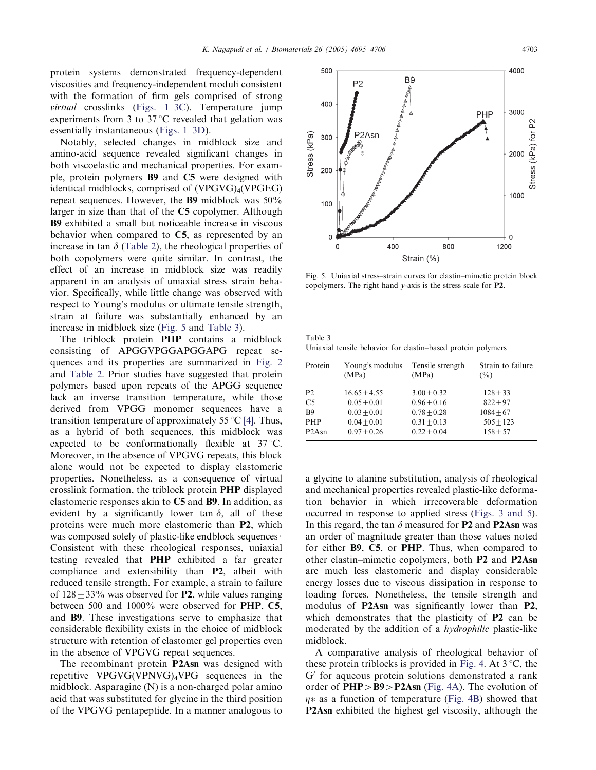protein systems demonstrated frequency-dependent viscosities and frequency-independent moduli consistent with the formation of firm gels comprised of strong *virtual* crosslinks (Figs. 1–3C). Temperature jump experiments from 3 to 37 °C revealed that gelation was essentially instantaneous (Figs. 1–3D).

Notably, selected changes in midblock size and amino-acid sequence revealed significant changes in both viscoelastic and mechanical properties. For example, protein polymers **B9** and **C5** were designed with identical midblocks, comprised of $(VPGVG)_4(VPGEG)$ repeat sequences. However, the **B9** midblock was 50% larger in size than that of the **C5** copolymer. Although **B9** exhibited a small but noticeable increase in viscous behavior when compared to **C5**, as represented by an increase in tan $\delta$ (Table 2), the rheological properties of both copolymers were quite similar. In contrast, the effect of an increase in midblock size was readily apparent in an analysis of uniaxial stress–strain behavior. Specifically, while little change was observed with respect to Young's modulus or ultimate tensile strength, strain at failure was substantially enhanced by an increase in midblock size (Fig. 5 and Table 3).

The triblock protein **PHP** contains a midblock consisting of APGGVPGGAPGGAPG repeat sequences and its properties are summarized in Fig. 2 and Table 2. Prior studies have suggested that protein polymers based upon repeats of the APGG sequence lack an inverse transition temperature, while those derived from VPGG monomer sequences have a transition temperature of approximately 55 °C [4]. Thus, as a hybrid of both sequences, this midblock was expected to be conformationally flexible at 37 °C. Moreover, in the absence of VPGVG repeats, this block alone would not be expected to display elastomeric properties. Nonetheless, as a consequence of virtual crosslink formation, the triblock protein **PHP** displayed elastomeric responses akin to **C5** and **B9**. In addition, as evident by a significantly lower tan $\delta$, all of these proteins were much more elastomeric than **P2**, which was composed solely of plastic-like endblock sequences· Consistent with these rheological responses, uniaxial testing revealed that **PHP** exhibited a far greater compliance and extensibility than **P2**, albeit with reduced tensile strength. For example, a strain to failure of $128 \pm 33\%$ was observed for **P2**, while values ranging between 500 and 1000% were observed for **PHP**, **C5**, and **B9**. These investigations serve to emphasize that considerable flexibility exists in the choice of midblock structure with retention of elastomer gel properties even in the absence of VPGVG repeat sequences.

The recombinant protein **P2Asn** was designed with repetitive $VPGVG(VPNVG)_4VPG$ sequences in the midblock. Asparagine (N) is a non-charged polar amino acid that was substituted for glycine in the third position of the VPGVG pentapeptide. In a manner analogous to a glycine to alanine substitution, analysis of rheological and mechanical properties revealed plastic-like deformation behavior in which irrecoverable deformation occurred in response to applied stress (Figs. 3 and 5). In this regard, the tan $\delta$ measured for **P2** and **P2Asn** was an order of magnitude greater than those values noted for either **B9**, **C5**, or **PHP**. Thus, when compared to other elastin–mimetic copolymers, both **P2** and **P2Asn** are much less elastomeric and display considerable energy losses due to viscous dissipation in response to loading forces. Nonetheless, the tensile strength and modulus of **P2Asn** was significantly lower than **P2**, which demonstrates that the plasticity of **P2** can be moderated by the addition of a *hydrophilic* plastic-like midblock.

A comparative analysis of rheological behavior of these protein triblocks is provided in Fig. 4. At 3 °C, the G′ for aqueous protein solutions demonstrated a rank order of **PHP** > **B9** > **P2Asn** (Fig. 4A). The evolution of $\eta*$ as a function of temperature (Fig. 4B) showed that **P2Asn** exhibited the highest gel viscosity, although the

Fig. 5. Uniaxial stress–strain curves for elastin–mimetic protein block copolymers. The right hand y-axis is the stress scale for **P2**.

Table 3
Uniaxial tensile behavior for elastin–based protein polymers

| Protein | Young's modulus (MPa) | Tensile strength (MPa) | Strain to failure (%) |
|---|---|---|---|
| P2 | $16.65 \pm 4.55$ | $3.00 \pm 0.32$ | $128 \pm 33$ |
| C5 | $0.05 \pm 0.01$ | $0.96 \pm 0.16$ | $822 \pm 97$ |
| B9 | $0.03 \pm 0.01$ | $0.78 \pm 0.28$ | $1084 \pm 67$ |
| PHP | $0.04 \pm 0.01$ | $0.31 \pm 0.13$ | $505 \pm 123$ |
| P2Asn | $0.97 \pm 0.26$ | $0.22 \pm 0.04$ | $158 \pm 57$ |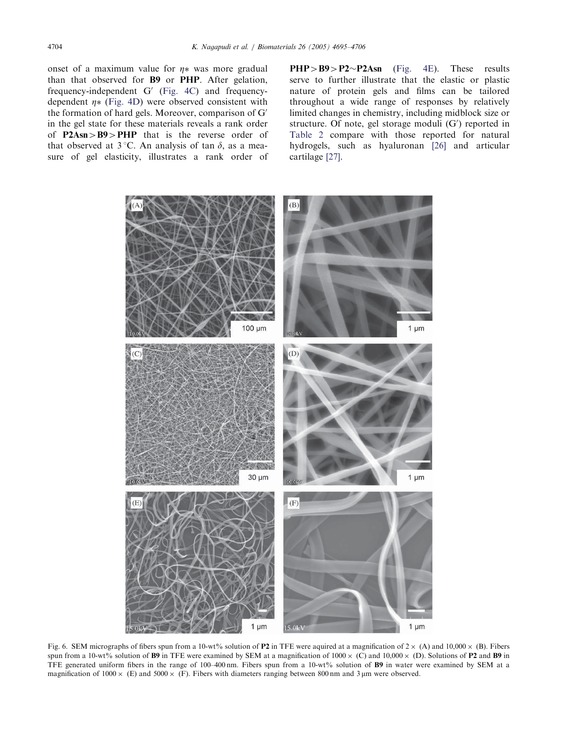onset of a maximum value for $\eta*$ was more gradual than that observed for **B9** or **PHP**. After gelation, frequency-independent $G'$ (Fig. 4C) and frequency-dependent $\eta*$ (Fig. 4D) were observed consistent with the formation of hard gels. Moreover, comparison of $G'$ in the gel state for these materials reveals a rank order of **P2Asn** > **B9** > **PHP** that is the reverse order of that observed at 3 °C. An analysis of tan $\delta$, as a measure of gel elasticity, illustrates a rank order of **PHP** > **B9** > **P2** ~ **P2Asn** (Fig. 4E). These results serve to further illustrate that the elastic or plastic nature of protein gels and films can be tailored throughout a wide range of responses by relatively limited changes in chemistry, including midblock size or structure. Of note, gel storage moduli ($G'$) reported in Table 2 compare with those reported for natural hydrogels, such as hyaluronan [26] and articular cartilage [27].

Fig. 6. SEM micrographs of fibers spun from a 10-wt% solution of **P2** in TFE were aquired at a magnification of 2× (A) and 10,000× (B). Fibers spun from a 10-wt% solution of **B9** in TFE were examined by SEM at a magnification of 1000× (C) and 10,000× (D). Solutions of **P2** and **B9** in TFE generated uniform fibers in the range of 100–400 nm. Fibers spun from a 10-wt% solution of **B9** in water were examined by SEM at a magnification of 1000× (E) and 5000× (F). Fibers with diameters ranging between 800 nm and 3 μm were observed.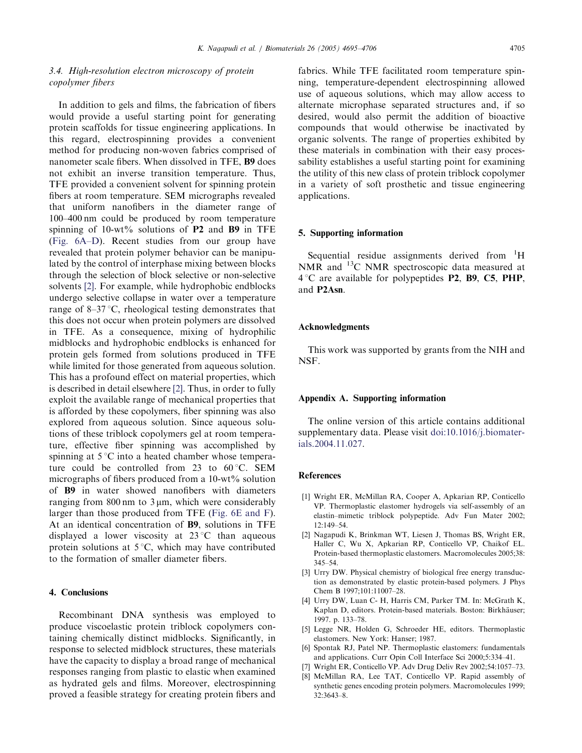### 3.4. High-resolution electron microscopy of protein copolymer fibers

In addition to gels and films, the fabrication of fibers would provide a useful starting point for generating protein scaffolds for tissue engineering applications. In this regard, electrospinning provides a convenient method for producing non-woven fabrics comprised of nanometer scale fibers. When dissolved in TFE, **B9** does not exhibit an inverse transition temperature. Thus, TFE provided a convenient solvent for spinning protein fibers at room temperature. SEM micrographs revealed that uniform nanofibers in the diameter range of 100–400 nm could be produced by room temperature spinning of 10-wt% solutions of **P2** and **B9** in TFE (Fig. 6A–D). Recent studies from our group have revealed that protein polymer behavior can be manipulated by the control of interphase mixing between blocks through the selection of block selective or non-selective solvents [2]. For example, while hydrophobic endblocks undergo selective collapse in water over a temperature range of 8–37 °C, rheological testing demonstrates that this does not occur when protein polymers are dissolved in TFE. As a consequence, mixing of hydrophilic midblocks and hydrophobic endblocks is enhanced for protein gels formed from solutions produced in TFE while limited for those generated from aqueous solution. This has a profound effect on material properties, which is described in detail elsewhere [2]. Thus, in order to fully exploit the available range of mechanical properties that is afforded by these copolymers, fiber spinning was also explored from aqueous solution. Since aqueous solutions of these triblock copolymers gel at room temperature, effective fiber spinning was accomplished by spinning at 5 °C into a heated chamber whose temperature could be controlled from 23 to 60 °C. SEM micrographs of fibers produced from a 10-wt% solution of **B9** in water showed nanofibers with diameters ranging from 800 nm to 3 μm, which were considerably larger than those produced from TFE (Fig. 6E and F). At an identical concentration of **B9**, solutions in TFE displayed a lower viscosity at 23 °C than aqueous protein solutions at 5 °C, which may have contributed to the formation of smaller diameter fibers.

## 4. Conclusions

Recombinant DNA synthesis was employed to produce viscoelastic protein triblock copolymers containing chemically distinct midblocks. Significantly, in response to selected midblock structures, these materials have the capacity to display a broad range of mechanical responses ranging from plastic to elastic when examined as hydrated gels and films. Moreover, electrospinning proved a feasible strategy for creating protein fibers and fabrics. While TFE facilitated room temperature spinning, temperature-dependent electrospinning allowed use of aqueous solutions, which may allow access to alternate microphase separated structures and, if so desired, would also permit the addition of bioactive compounds that would otherwise be inactivated by organic solvents. The range of properties exhibited by these materials in combination with their easy processability establishes a useful starting point for examining the utility of this new class of protein triblock copolymer in a variety of soft prosthetic and tissue engineering applications.

## 5. Supporting information

Sequential residue assignments derived from $^1$H NMR and $^{13}$C NMR spectroscopic data measured at 4 °C are available for polypeptides **P2**, **B9**, **C5**, **PHP**, and **P2Asn**.

## Acknowledgments

This work was supported by grants from the NIH and NSF.

## Appendix A. Supporting information

The online version of this article contains additional supplementary data. Please visit doi:10.1016/j.biomaterials.2004.11.027.

## References

[1] Wright ER, McMillan RA, Cooper A, Apkarian RP, Conticello VP. Thermoplastic elastomer hydrogels via self-assembly of an elastin–mimetic triblock polypeptide. Adv Fun Mater 2002; 12:149–54.

[2] Nagapudi K, Brinkman WT, Liesen J, Thomas BS, Wright ER, Haller C, Wu X, Apkarian RP, Conticello VP, Chaikof EL. Protein-based thermoplastic elastomers. Macromolecules 2005;38: 345–54.

[3] Urry DW. Physical chemistry of biological free energy transduction as demonstrated by elastic protein-based polymers. J Phys Chem B 1997;101:11007–28.

[4] Urry DW, Luan C- H, Harris CM, Parker TM. In: McGrath K, Kaplan D, editors. Protein-based materials. Boston: Birkhäuser; 1997. p. 133–78.

[5] Legge NR, Holden G, Schroeder HE, editors. Thermoplastic elastomers. New York: Hanser; 1987.

[6] Spontak RJ, Patel NP. Thermoplastic elastomers: fundamentals and applications. Curr Opin Coll Interface Sci 2000;5:334–41.

[7] Wright ER, Conticello VP. Adv Drug Deliv Rev 2002;54:1057–73.

[8] McMillan RA, Lee TAT, Conticello VP. Rapid assembly of synthetic genes encoding protein polymers. Macromolecules 1999; 32:3643–8.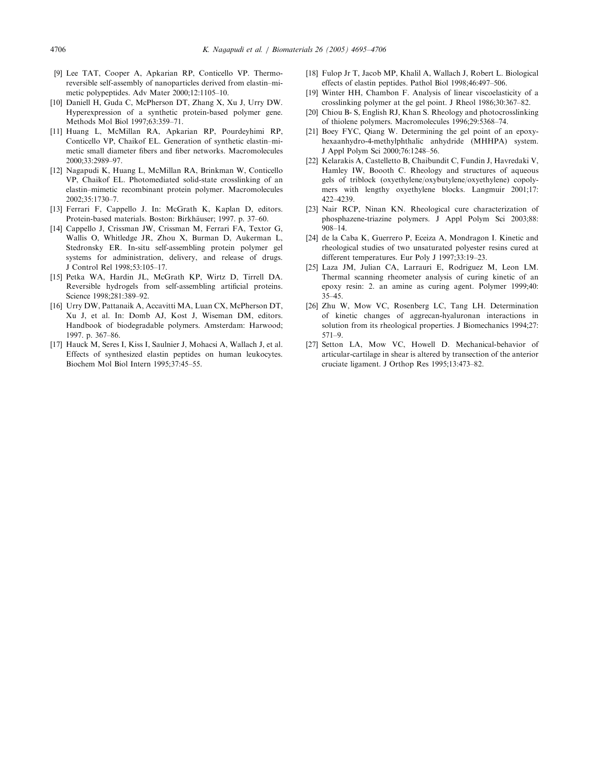[9] Lee TAT, Cooper A, Apkarian RP, Conticello VP. Thermo-reversible self-assembly of nanoparticles derived from elastin–mimetic polypeptides. Adv Mater 2000;12:1105–10.

[10] Daniell H, Guda C, McPherson DT, Zhang X, Xu J, Urry DW. Hyperexpression of a synthetic protein-based polymer gene. Methods Mol Biol 1997;63:359–71.

[11] Huang L, McMillan RA, Apkarian RP, Pourdeyhimi RP, Conticello VP, Chaikof EL. Generation of synthetic elastin–mimetic small diameter fibers and fiber networks. Macromolecules 2000;33:2989–97.

[12] Nagapudi K, Huang L, McMillan RA, Brinkman W, Conticello VP, Chaikof EL. Photomediated solid-state crosslinking of an elastin–mimetic recombinant protein polymer. Macromolecules 2002;35:1730–7.

[13] Ferrari F, Cappello J. In: McGrath K, Kaplan D, editors. Protein-based materials. Boston: Birkhäuser; 1997. p. 37–60.

[14] Cappello J, Crissman JW, Crissman M, Ferrari FA, Textor G, Wallis O, Whitledge JR, Zhou X, Burman D, Aukerman L, Stedronsky ER. In-situ self-assembling protein polymer gel systems for administration, delivery, and release of drugs. J Control Rel 1998;53:105–17.

[15] Petka WA, Hardin JL, McGrath KP, Wirtz D, Tirrell DA. Reversible hydrogels from self-assembling artificial proteins. Science 1998;281:389–92.

[16] Urry DW, Pattanaik A, Accavitti MA, Luan CX, McPherson DT, Xu J, et al. In: Domb AJ, Kost J, Wiseman DM, editors. Handbook of biodegradable polymers. Amsterdam: Harwood; 1997. p. 367–86.

[17] Hauck M, Seres I, Kiss I, Saulnier J, Mohacsi A, Wallach J, et al. Effects of synthesized elastin peptides on human leukocytes. Biochem Mol Biol Intern 1995;37:45–55.

[18] Fulop Jr T, Jacob MP, Khalil A, Wallach J, Robert L. Biological effects of elastin peptides. Pathol Biol 1998;46:497–506.

[19] Winter HH, Chambon F. Analysis of linear viscoelasticity of a crosslinking polymer at the gel point. J Rheol 1986;30:367–82.

[20] Chiou B- S, English RJ, Khan S. Rheology and photocrosslinking of thiolene polymers. Macromolecules 1996;29:5368–74.

[21] Boey FYC, Qiang W. Determining the gel point of an epoxy-hexaanhydro-4-methylphthalic anhydride (MHHPA) system. J Appl Polym Sci 2000;76:1248–56.

[22] Kelarakis A, Castelletto B, Chaibundit C, Fundin J, Havredaki V, Hamley IW, Boooth C. Rheology and structures of aqueous gels of triblock (oxyethylene/oxybutylene/oxyethylene) copolymers with lengthy oxyethylene blocks. Langmuir 2001;17: 422–4239.

[23] Nair RCP, Ninan KN. Rheological cure characterization of phosphazene-triazine polymers. J Appl Polym Sci 2003;88: 908–14.

[24] de la Caba K, Guerrero P, Eceiza A, Mondragon I. Kinetic and rheological studies of two unsaturated polyester resins cured at different temperatures. Eur Poly J 1997;33:19–23.

[25] Laza JM, Julian CA, Larrauri E, Rodriguez M, Leon LM. Thermal scanning rheometer analysis of curing kinetic of an epoxy resin: 2. an amine as curing agent. Polymer 1999;40: 35–45.

[26] Zhu W, Mow VC, Rosenberg LC, Tang LH. Determination of kinetic changes of aggrecan-hyaluronan interactions in solution from its rheological properties. J Biomechanics 1994;27: 571–9.

[27] Setton LA, Mow VC, Howell D. Mechanical-behavior of articular-cartilage in shear is altered by transection of the anterior cruciate ligament. J Orthop Res 1995;13:473–82.